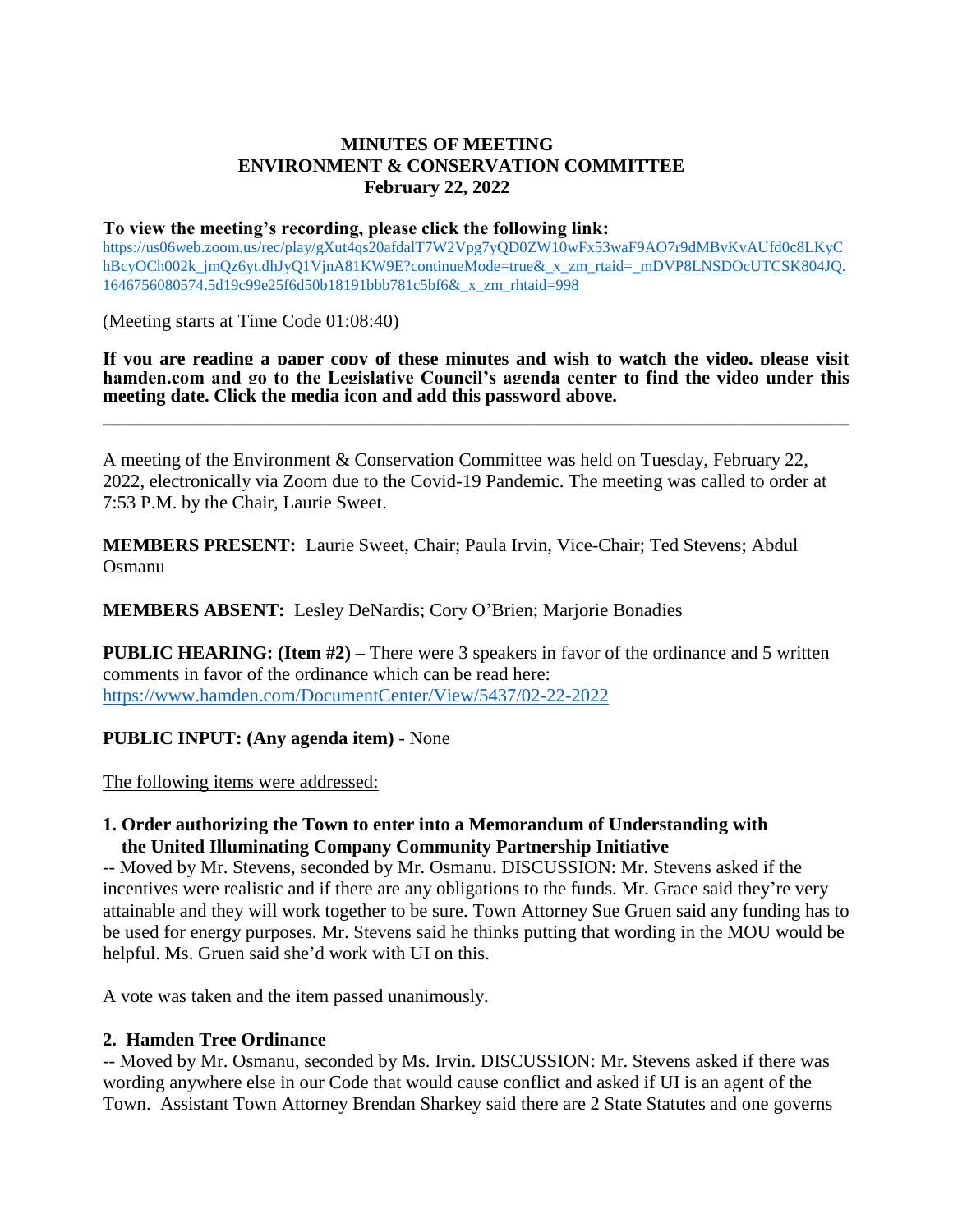# MINUTES OF MEETING
# ENVIRONMENT & CONSERVATION COMMITTEE
# February 22, 2022

**To view the meeting's recording, please click the following link:**
https://us06web.zoom.us/rec/play/gXut4qs20afdalT7W2Vpg7yQD0ZW10wFx53waF9AO7r9dMBvKvAUfd0c8LKyChBcyOCh002k_jmQz6yt.dhJyQ1VjnA81KW9E?continueMode=true&_x_zm_rtaid=_mDVP8LNSDOcUTCSK804JQ.1646756080574.5d19c99e25f6d50b18191bbb781c5bf6&_x_zm_rhtaid=998

(Meeting starts at Time Code 01:08:40)

**If you are reading a paper copy of these minutes and wish to watch the video, please visit hamden.com and go to the Legislative Council's agenda center to find the video under this meeting date. Click the media icon and add this password above.**

---

A meeting of the Environment & Conservation Committee was held on Tuesday, February 22, 2022, electronically via Zoom due to the Covid-19 Pandemic. The meeting was called to order at 7:53 P.M. by the Chair, Laurie Sweet.

**MEMBERS PRESENT:** Laurie Sweet, Chair; Paula Irvin, Vice-Chair; Ted Stevens; Abdul Osmanu

**MEMBERS ABSENT:** Lesley DeNardis; Cory O'Brien; Marjorie Bonadies

**PUBLIC HEARING: (Item #2) –** There were 3 speakers in favor of the ordinance and 5 written comments in favor of the ordinance which can be read here: https://www.hamden.com/DocumentCenter/View/5437/02-22-2022

**PUBLIC INPUT: (Any agenda item)** - None

The following items were addressed:

**1. Order authorizing the Town to enter into a Memorandum of Understanding with the United Illuminating Company Community Partnership Initiative**

-- Moved by Mr. Stevens, seconded by Mr. Osmanu. DISCUSSION: Mr. Stevens asked if the incentives were realistic and if there are any obligations to the funds. Mr. Grace said they're very attainable and they will work together to be sure. Town Attorney Sue Gruen said any funding has to be used for energy purposes. Mr. Stevens said he thinks putting that wording in the MOU would be helpful. Ms. Gruen said she'd work with UI on this.

A vote was taken and the item passed unanimously.

**2. Hamden Tree Ordinance**

-- Moved by Mr. Osmanu, seconded by Ms. Irvin. DISCUSSION: Mr. Stevens asked if there was wording anywhere else in our Code that would cause conflict and asked if UI is an agent of the Town. Assistant Town Attorney Brendan Sharkey said there are 2 State Statutes and one governs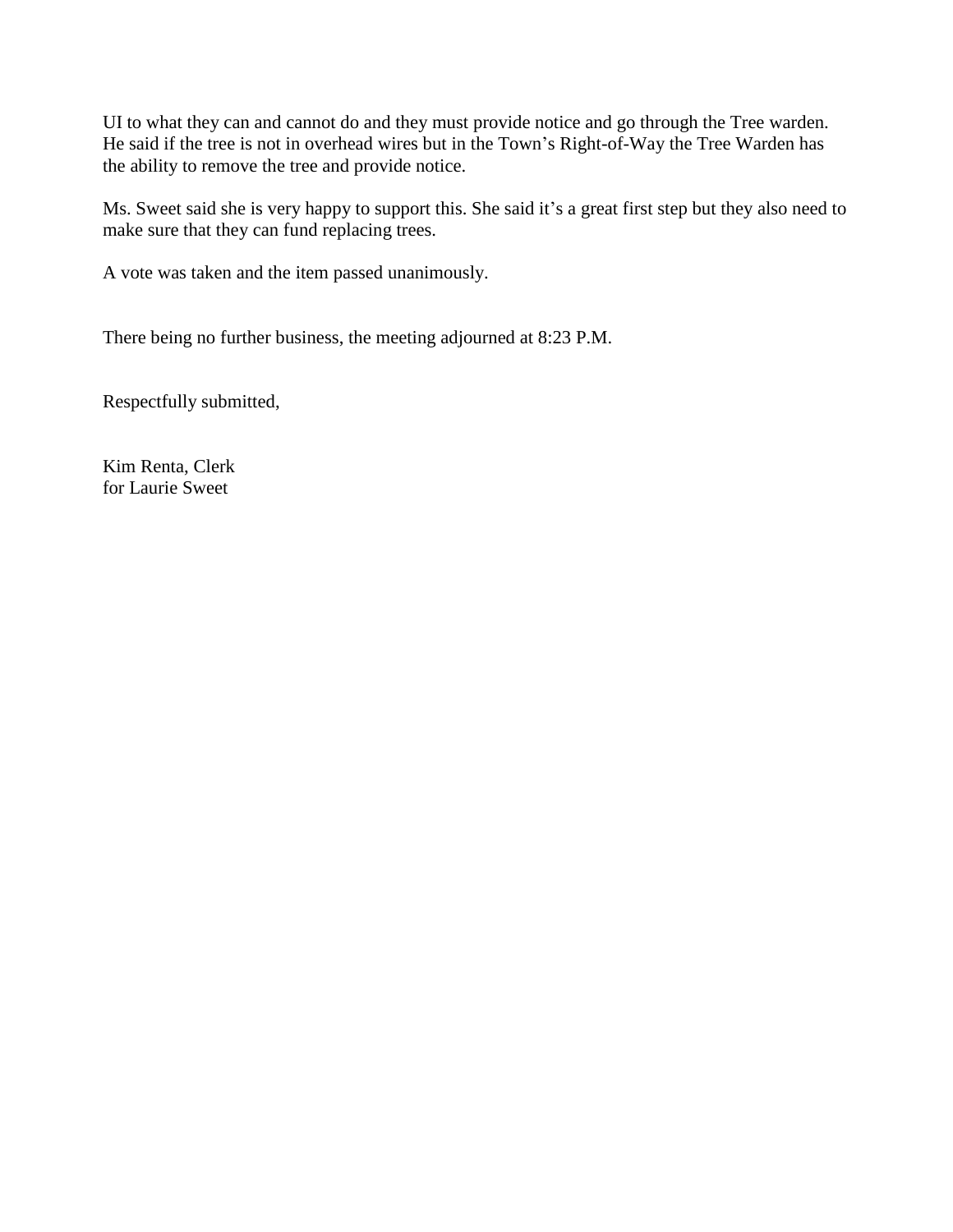UI to what they can and cannot do and they must provide notice and go through the Tree warden. He said if the tree is not in overhead wires but in the Town's Right-of-Way the Tree Warden has the ability to remove the tree and provide notice.

Ms. Sweet said she is very happy to support this. She said it's a great first step but they also need to make sure that they can fund replacing trees.

A vote was taken and the item passed unanimously.

There being no further business, the meeting adjourned at 8:23 P.M.

Respectfully submitted,

Kim Renta, Clerk  
for Laurie Sweet